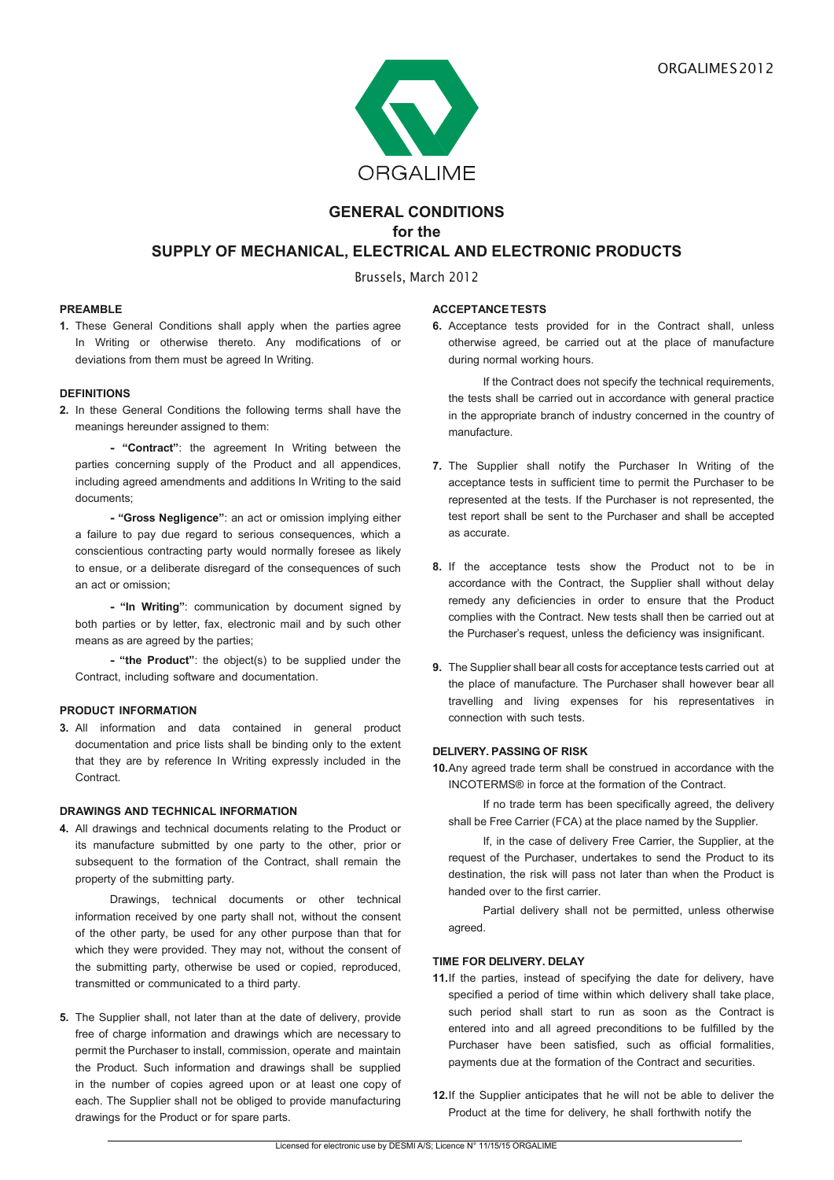ORGALIME

# GENERAL CONDITIONS
## for the
## SUPPLY OF MECHANICAL, ELECTRICAL AND ELECTRONIC PRODUCTS

Brussels, March 2012

### PREAMBLE

**1.** These General Conditions shall apply when the parties agree In Writing or otherwise thereto. Any modifications of or deviations from them must be agreed In Writing.

### DEFINITIONS

**2.** In these General Conditions the following terms shall have the meanings hereunder assigned to them:

**- "Contract"**: the agreement In Writing between the parties concerning supply of the Product and all appendices, including agreed amendments and additions In Writing to the said documents;

**- "Gross Negligence"**: an act or omission implying either a failure to pay due regard to serious consequences, which a conscientious contracting party would normally foresee as likely to ensue, or a deliberate disregard of the consequences of such an act or omission;

**- "In Writing"**: communication by document signed by both parties or by letter, fax, electronic mail and by such other means as are agreed by the parties;

**- "the Product"**: the object(s) to be supplied under the Contract, including software and documentation.

### PRODUCT INFORMATION

**3.** All information and data contained in general product documentation and price lists shall be binding only to the extent that they are by reference In Writing expressly included in the Contract.

### DRAWINGS AND TECHNICAL INFORMATION

**4.** All drawings and technical documents relating to the Product or its manufacture submitted by one party to the other, prior or subsequent to the formation of the Contract, shall remain the property of the submitting party.

Drawings, technical documents or other technical information received by one party shall not, without the consent of the other party, be used for any other purpose than that for which they were provided. They may not, without the consent of the submitting party, otherwise be used or copied, reproduced, transmitted or communicated to a third party.

**5.** The Supplier shall, not later than at the date of delivery, provide free of charge information and drawings which are necessary to permit the Purchaser to install, commission, operate and maintain the Product. Such information and drawings shall be supplied in the number of copies agreed upon or at least one copy of each. The Supplier shall not be obliged to provide manufacturing drawings for the Product or for spare parts.

### ACCEPTANCE TESTS

**6.** Acceptance tests provided for in the Contract shall, unless otherwise agreed, be carried out at the place of manufacture during normal working hours.

If the Contract does not specify the technical requirements, the tests shall be carried out in accordance with general practice in the appropriate branch of industry concerned in the country of manufacture.

**7.** The Supplier shall notify the Purchaser In Writing of the acceptance tests in sufficient time to permit the Purchaser to be represented at the tests. If the Purchaser is not represented, the test report shall be sent to the Purchaser and shall be accepted as accurate.

**8.** If the acceptance tests show the Product not to be in accordance with the Contract, the Supplier shall without delay remedy any deficiencies in order to ensure that the Product complies with the Contract. New tests shall then be carried out at the Purchaser's request, unless the deficiency was insignificant.

**9.** The Supplier shall bear all costs for acceptance tests carried out at the place of manufacture. The Purchaser shall however bear all travelling and living expenses for his representatives in connection with such tests.

### DELIVERY. PASSING OF RISK

**10.** Any agreed trade term shall be construed in accordance with the INCOTERMS® in force at the formation of the Contract.

If no trade term has been specifically agreed, the delivery shall be Free Carrier (FCA) at the place named by the Supplier.

If, in the case of delivery Free Carrier, the Supplier, at the request of the Purchaser, undertakes to send the Product to its destination, the risk will pass not later than when the Product is handed over to the first carrier.

Partial delivery shall not be permitted, unless otherwise agreed.

### TIME FOR DELIVERY. DELAY

**11.** If the parties, instead of specifying the date for delivery, have specified a period of time within which delivery shall take place, such period shall start to run as soon as the Contract is entered into and all agreed preconditions to be fulfilled by the Purchaser have been satisfied, such as official formalities, payments due at the formation of the Contract and securities.

**12.** If the Supplier anticipates that he will not be able to deliver the Product at the time for delivery, he shall forthwith notify the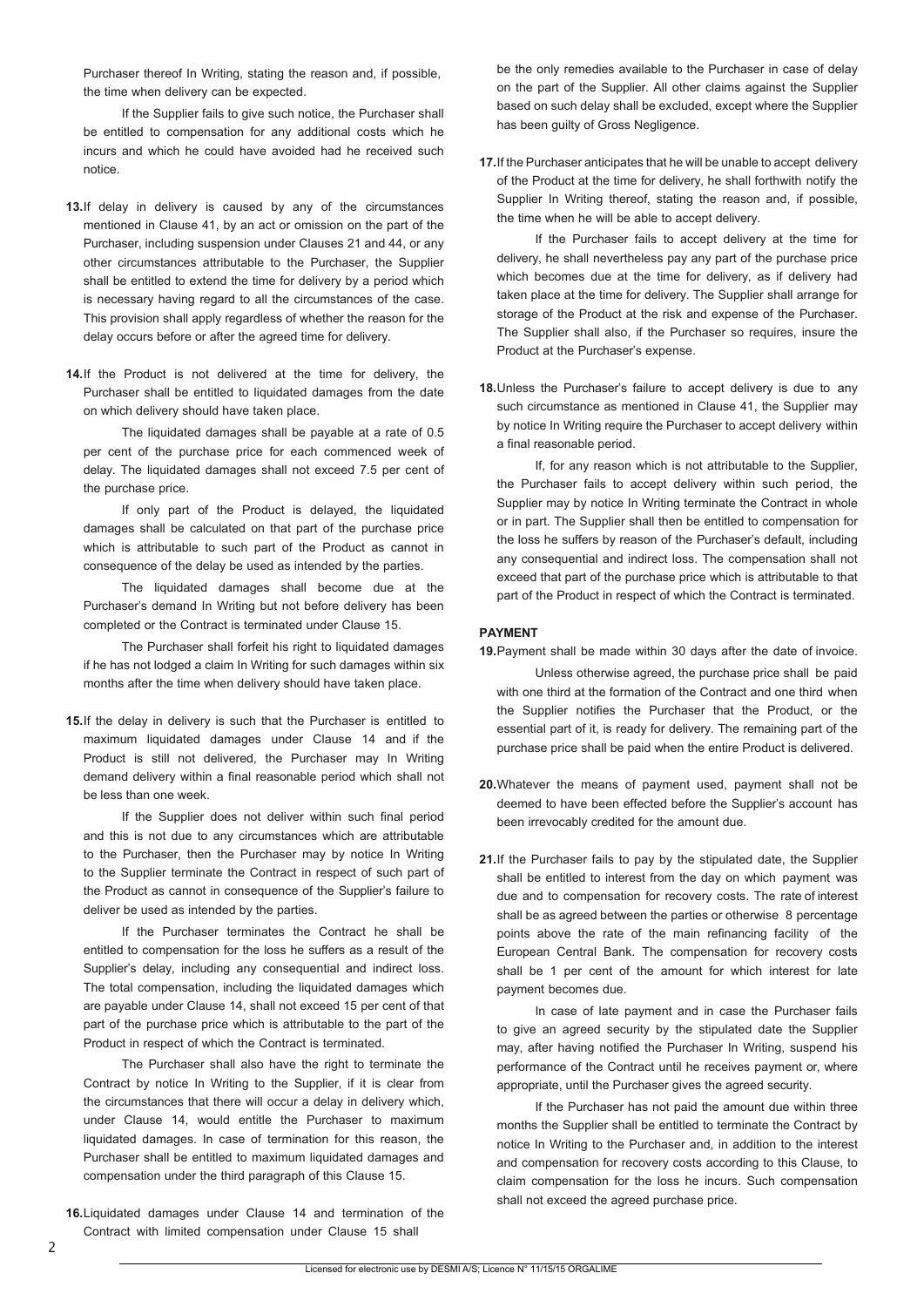Purchaser thereof In Writing, stating the reason and, if possible, the time when delivery can be expected.

If the Supplier fails to give such notice, the Purchaser shall be entitled to compensation for any additional costs which he incurs and which he could have avoided had he received such notice.

**13.** If delay in delivery is caused by any of the circumstances mentioned in Clause 41, by an act or omission on the part of the Purchaser, including suspension under Clauses 21 and 44, or any other circumstances attributable to the Purchaser, the Supplier shall be entitled to extend the time for delivery by a period which is necessary having regard to all the circumstances of the case. This provision shall apply regardless of whether the reason for the delay occurs before or after the agreed time for delivery.

**14.** If the Product is not delivered at the time for delivery, the Purchaser shall be entitled to liquidated damages from the date on which delivery should have taken place.

The liquidated damages shall be payable at a rate of 0.5 per cent of the purchase price for each commenced week of delay. The liquidated damages shall not exceed 7.5 per cent of the purchase price.

If only part of the Product is delayed, the liquidated damages shall be calculated on that part of the purchase price which is attributable to such part of the Product as cannot in consequence of the delay be used as intended by the parties.

The liquidated damages shall become due at the Purchaser's demand In Writing but not before delivery has been completed or the Contract is terminated under Clause 15.

The Purchaser shall forfeit his right to liquidated damages if he has not lodged a claim In Writing for such damages within six months after the time when delivery should have taken place.

**15.** If the delay in delivery is such that the Purchaser is entitled to maximum liquidated damages under Clause 14 and if the Product is still not delivered, the Purchaser may In Writing demand delivery within a final reasonable period which shall not be less than one week.

If the Supplier does not deliver within such final period and this is not due to any circumstances which are attributable to the Purchaser, then the Purchaser may by notice In Writing to the Supplier terminate the Contract in respect of such part of the Product as cannot in consequence of the Supplier's failure to deliver be used as intended by the parties.

If the Purchaser terminates the Contract he shall be entitled to compensation for the loss he suffers as a result of the Supplier's delay, including any consequential and indirect loss. The total compensation, including the liquidated damages which are payable under Clause 14, shall not exceed 15 per cent of that part of the purchase price which is attributable to the part of the Product in respect of which the Contract is terminated.

The Purchaser shall also have the right to terminate the Contract by notice In Writing to the Supplier, if it is clear from the circumstances that there will occur a delay in delivery which, under Clause 14, would entitle the Purchaser to maximum liquidated damages. In case of termination for this reason, the Purchaser shall be entitled to maximum liquidated damages and compensation under the third paragraph of this Clause 15.

**16.** Liquidated damages under Clause 14 and termination of the Contract with limited compensation under Clause 15 shall be the only remedies available to the Purchaser in case of delay on the part of the Supplier. All other claims against the Supplier based on such delay shall be excluded, except where the Supplier has been guilty of Gross Negligence.

**17.** If the Purchaser anticipates that he will be unable to accept delivery of the Product at the time for delivery, he shall forthwith notify the Supplier In Writing thereof, stating the reason and, if possible, the time when he will be able to accept delivery.

If the Purchaser fails to accept delivery at the time for delivery, he shall nevertheless pay any part of the purchase price which becomes due at the time for delivery, as if delivery had taken place at the time for delivery. The Supplier shall arrange for storage of the Product at the risk and expense of the Purchaser. The Supplier shall also, if the Purchaser so requires, insure the Product at the Purchaser's expense.

**18.** Unless the Purchaser's failure to accept delivery is due to any such circumstance as mentioned in Clause 41, the Supplier may by notice In Writing require the Purchaser to accept delivery within a final reasonable period.

If, for any reason which is not attributable to the Supplier, the Purchaser fails to accept delivery within such period, the Supplier may by notice In Writing terminate the Contract in whole or in part. The Supplier shall then be entitled to compensation for the loss he suffers by reason of the Purchaser's default, including any consequential and indirect loss. The compensation shall not exceed that part of the purchase price which is attributable to that part of the Product in respect of which the Contract is terminated.

#### PAYMENT

**19.** Payment shall be made within 30 days after the date of invoice.

Unless otherwise agreed, the purchase price shall be paid with one third at the formation of the Contract and one third when the Supplier notifies the Purchaser that the Product, or the essential part of it, is ready for delivery. The remaining part of the purchase price shall be paid when the entire Product is delivered.

**20.** Whatever the means of payment used, payment shall not be deemed to have been effected before the Supplier's account has been irrevocably credited for the amount due.

**21.** If the Purchaser fails to pay by the stipulated date, the Supplier shall be entitled to interest from the day on which payment was due and to compensation for recovery costs. The rate of interest shall be as agreed between the parties or otherwise 8 percentage points above the rate of the main refinancing facility of the European Central Bank. The compensation for recovery costs shall be 1 per cent of the amount for which interest for late payment becomes due.

In case of late payment and in case the Purchaser fails to give an agreed security by the stipulated date the Supplier may, after having notified the Purchaser In Writing, suspend his performance of the Contract until he receives payment or, where appropriate, until the Purchaser gives the agreed security.

If the Purchaser has not paid the amount due within three months the Supplier shall be entitled to terminate the Contract by notice In Writing to the Purchaser and, in addition to the interest and compensation for recovery costs according to this Clause, to claim compensation for the loss he incurs. Such compensation shall not exceed the agreed purchase price.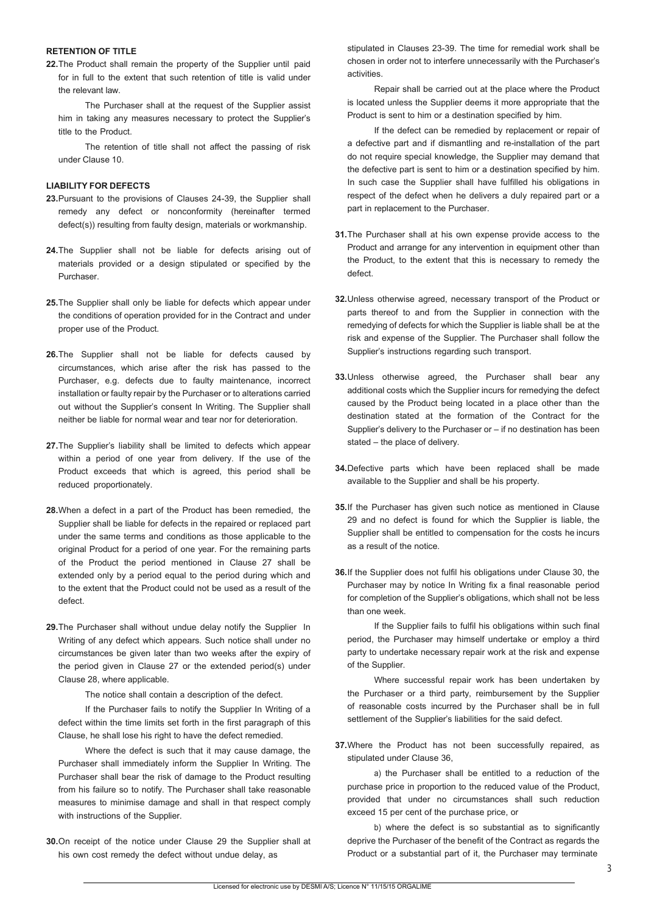## RETENTION OF TITLE

**22.** The Product shall remain the property of the Supplier until paid for in full to the extent that such retention of title is valid under the relevant law.

The Purchaser shall at the request of the Supplier assist him in taking any measures necessary to protect the Supplier's title to the Product.

The retention of title shall not affect the passing of risk under Clause 10.

## LIABILITY FOR DEFECTS

**23.** Pursuant to the provisions of Clauses 24-39, the Supplier shall remedy any defect or nonconformity (hereinafter termed defect(s)) resulting from faulty design, materials or workmanship.

**24.** The Supplier shall not be liable for defects arising out of materials provided or a design stipulated or specified by the Purchaser.

**25.** The Supplier shall only be liable for defects which appear under the conditions of operation provided for in the Contract and under proper use of the Product.

**26.** The Supplier shall not be liable for defects caused by circumstances, which arise after the risk has passed to the Purchaser, e.g. defects due to faulty maintenance, incorrect installation or faulty repair by the Purchaser or to alterations carried out without the Supplier's consent In Writing. The Supplier shall neither be liable for normal wear and tear nor for deterioration.

**27.** The Supplier's liability shall be limited to defects which appear within a period of one year from delivery. If the use of the Product exceeds that which is agreed, this period shall be reduced proportionately.

**28.** When a defect in a part of the Product has been remedied, the Supplier shall be liable for defects in the repaired or replaced part under the same terms and conditions as those applicable to the original Product for a period of one year. For the remaining parts of the Product the period mentioned in Clause 27 shall be extended only by a period equal to the period during which and to the extent that the Product could not be used as a result of the defect.

**29.** The Purchaser shall without undue delay notify the Supplier In Writing of any defect which appears. Such notice shall under no circumstances be given later than two weeks after the expiry of the period given in Clause 27 or the extended period(s) under Clause 28, where applicable.

The notice shall contain a description of the defect.

If the Purchaser fails to notify the Supplier In Writing of a defect within the time limits set forth in the first paragraph of this Clause, he shall lose his right to have the defect remedied.

Where the defect is such that it may cause damage, the Purchaser shall immediately inform the Supplier In Writing. The Purchaser shall bear the risk of damage to the Product resulting from his failure so to notify. The Purchaser shall take reasonable measures to minimise damage and shall in that respect comply with instructions of the Supplier.

**30.** On receipt of the notice under Clause 29 the Supplier shall at his own cost remedy the defect without undue delay, as stipulated in Clauses 23-39. The time for remedial work shall be chosen in order not to interfere unnecessarily with the Purchaser's activities.

Repair shall be carried out at the place where the Product is located unless the Supplier deems it more appropriate that the Product is sent to him or a destination specified by him.

If the defect can be remedied by replacement or repair of a defective part and if dismantling and re-installation of the part do not require special knowledge, the Supplier may demand that the defective part is sent to him or a destination specified by him. In such case the Supplier shall have fulfilled his obligations in respect of the defect when he delivers a duly repaired part or a part in replacement to the Purchaser.

**31.** The Purchaser shall at his own expense provide access to the Product and arrange for any intervention in equipment other than the Product, to the extent that this is necessary to remedy the defect.

**32.** Unless otherwise agreed, necessary transport of the Product or parts thereof to and from the Supplier in connection with the remedying of defects for which the Supplier is liable shall be at the risk and expense of the Supplier. The Purchaser shall follow the Supplier's instructions regarding such transport.

**33.** Unless otherwise agreed, the Purchaser shall bear any additional costs which the Supplier incurs for remedying the defect caused by the Product being located in a place other than the destination stated at the formation of the Contract for the Supplier's delivery to the Purchaser or – if no destination has been stated – the place of delivery.

**34.** Defective parts which have been replaced shall be made available to the Supplier and shall be his property.

**35.** If the Purchaser has given such notice as mentioned in Clause 29 and no defect is found for which the Supplier is liable, the Supplier shall be entitled to compensation for the costs he incurs as a result of the notice.

**36.** If the Supplier does not fulfil his obligations under Clause 30, the Purchaser may by notice In Writing fix a final reasonable period for completion of the Supplier's obligations, which shall not be less than one week.

If the Supplier fails to fulfil his obligations within such final period, the Purchaser may himself undertake or employ a third party to undertake necessary repair work at the risk and expense of the Supplier.

Where successful repair work has been undertaken by the Purchaser or a third party, reimbursement by the Supplier of reasonable costs incurred by the Purchaser shall be in full settlement of the Supplier's liabilities for the said defect.

**37.** Where the Product has not been successfully repaired, as stipulated under Clause 36,

a) the Purchaser shall be entitled to a reduction of the purchase price in proportion to the reduced value of the Product, provided that under no circumstances shall such reduction exceed 15 per cent of the purchase price, or

b) where the defect is so substantial as to significantly deprive the Purchaser of the benefit of the Contract as regards the Product or a substantial part of it, the Purchaser may terminate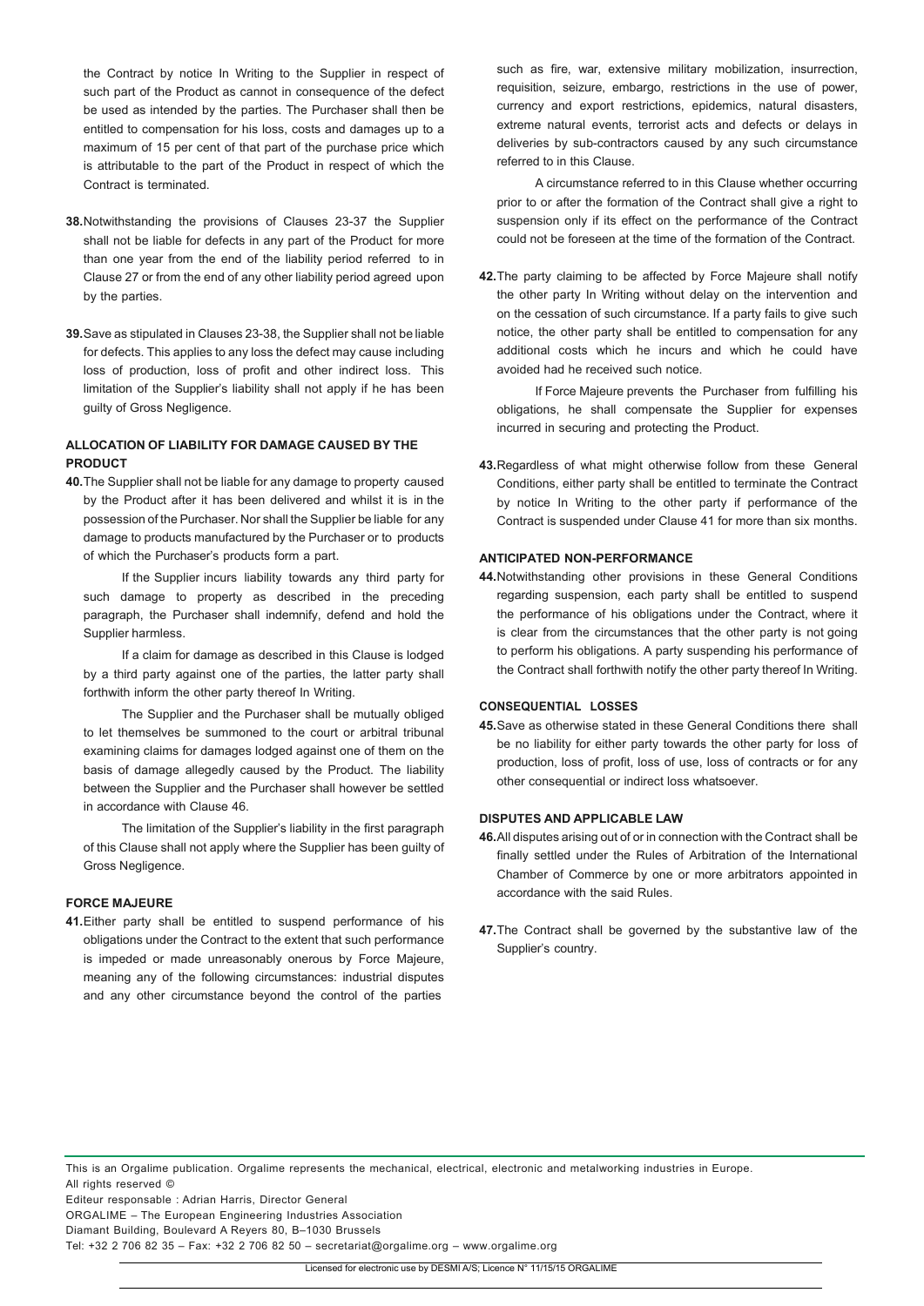the Contract by notice In Writing to the Supplier in respect of such part of the Product as cannot in consequence of the defect be used as intended by the parties. The Purchaser shall then be entitled to compensation for his loss, costs and damages up to a maximum of 15 per cent of that part of the purchase price which is attributable to the part of the Product in respect of which the Contract is terminated.

**38.** Notwithstanding the provisions of Clauses 23-37 the Supplier shall not be liable for defects in any part of the Product for more than one year from the end of the liability period referred to in Clause 27 or from the end of any other liability period agreed upon by the parties.

**39.** Save as stipulated in Clauses 23-38, the Supplier shall not be liable for defects. This applies to any loss the defect may cause including loss of production, loss of profit and other indirect loss. This limitation of the Supplier's liability shall not apply if he has been guilty of Gross Negligence.

### ALLOCATION OF LIABILITY FOR DAMAGE CAUSED BY THE PRODUCT

**40.** The Supplier shall not be liable for any damage to property caused by the Product after it has been delivered and whilst it is in the possession of the Purchaser. Nor shall the Supplier be liable for any damage to products manufactured by the Purchaser or to products of which the Purchaser's products form a part.

If the Supplier incurs liability towards any third party for such damage to property as described in the preceding paragraph, the Purchaser shall indemnify, defend and hold the Supplier harmless.

If a claim for damage as described in this Clause is lodged by a third party against one of the parties, the latter party shall forthwith inform the other party thereof In Writing.

The Supplier and the Purchaser shall be mutually obliged to let themselves be summoned to the court or arbitral tribunal examining claims for damages lodged against one of them on the basis of damage allegedly caused by the Product. The liability between the Supplier and the Purchaser shall however be settled in accordance with Clause 46.

The limitation of the Supplier's liability in the first paragraph of this Clause shall not apply where the Supplier has been guilty of Gross Negligence.

### FORCE MAJEURE

**41.** Either party shall be entitled to suspend performance of his obligations under the Contract to the extent that such performance is impeded or made unreasonably onerous by Force Majeure, meaning any of the following circumstances: industrial disputes and any other circumstance beyond the control of the parties such as fire, war, extensive military mobilization, insurrection, requisition, seizure, embargo, restrictions in the use of power, currency and export restrictions, epidemics, natural disasters, extreme natural events, terrorist acts and defects or delays in deliveries by sub-contractors caused by any such circumstance referred to in this Clause.

A circumstance referred to in this Clause whether occurring prior to or after the formation of the Contract shall give a right to suspension only if its effect on the performance of the Contract could not be foreseen at the time of the formation of the Contract.

**42.** The party claiming to be affected by Force Majeure shall notify the other party In Writing without delay on the intervention and on the cessation of such circumstance. If a party fails to give such notice, the other party shall be entitled to compensation for any additional costs which he incurs and which he could have avoided had he received such notice.

If Force Majeure prevents the Purchaser from fulfilling his obligations, he shall compensate the Supplier for expenses incurred in securing and protecting the Product.

**43.** Regardless of what might otherwise follow from these General Conditions, either party shall be entitled to terminate the Contract by notice In Writing to the other party if performance of the Contract is suspended under Clause 41 for more than six months.

### ANTICIPATED NON-PERFORMANCE

**44.** Notwithstanding other provisions in these General Conditions regarding suspension, each party shall be entitled to suspend the performance of his obligations under the Contract, where it is clear from the circumstances that the other party is not going to perform his obligations. A party suspending his performance of the Contract shall forthwith notify the other party thereof In Writing.

### CONSEQUENTIAL LOSSES

**45.** Save as otherwise stated in these General Conditions there shall be no liability for either party towards the other party for loss of production, loss of profit, loss of use, loss of contracts or for any other consequential or indirect loss whatsoever.

### DISPUTES AND APPLICABLE LAW

**46.** All disputes arising out of or in connection with the Contract shall be finally settled under the Rules of Arbitration of the International Chamber of Commerce by one or more arbitrators appointed in accordance with the said Rules.

**47.** The Contract shall be governed by the substantive law of the Supplier's country.

This is an Orgalime publication. Orgalime represents the mechanical, electrical, electronic and metalworking industries in Europe.
All rights reserved ©
Editeur responsable : Adrian Harris, Director General
ORGALIME – The European Engineering Industries Association
Diamant Building, Boulevard A Reyers 80, B–1030 Brussels
Tel: +32 2 706 82 35 – Fax: +32 2 706 82 50 – secretariat@orgalime.org – www.orgalime.org

Licensed for electronic use by DESMI A/S; Licence N° 11/15/15 ORGALIME